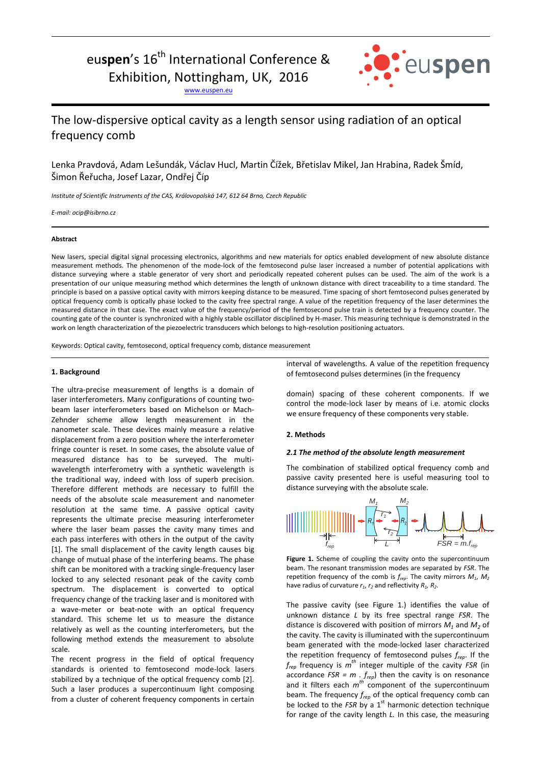euspen's 16th International Conference & Exhibition, Nottingham, UK, 2016

www.euspen.eu

# The low-dispersive optical cavity as a length sensor using radiation of an optical frequency comb

Lenka Pravdová, Adam Lešundák, Václav Hucl, Martin Čížek, Břetislav Mikel, Jan Hrabina, Radek Šmíd, Šimon Řeřucha, Josef Lazar, Ondřej Číp

*Institute of Scientific Instruments of the CAS, Královopolská 147, 612 64 Brno, Czech Republic*

*E-mail: ocip@isibrno.cz*

### Abstract

New lasers, special digital signal processing electronics, algorithms and new materials for optics enabled development of new absolute distance measurement methods. The phenomenon of the mode-lock of the femtosecond pulse laser increased a number of potential applications with distance surveying where a stable generator of very short and periodically repeated coherent pulses can be used. The aim of the work is a presentation of our unique measuring method which determines the length of unknown distance with direct traceability to a time standard. The principle is based on a passive optical cavity with mirrors keeping distance to be measured. Time spacing of short femtosecond pulses generated by optical frequency comb is optically phase locked to the cavity free spectral range. A value of the repetition frequency of the laser determines the measured distance in that case. The exact value of the frequency/period of the femtosecond pulse train is detected by a frequency counter. The counting gate of the counter is synchronized with a highly stable oscillator disciplined by H-maser. This measuring technique is demonstrated in the work on length characterization of the piezoelectric transducers which belongs to high-resolution positioning actuators.

Keywords: Optical cavity, femtosecond, optical frequency comb, distance measurement

### 1. Background

The ultra-precise measurement of lengths is a domain of laser interferometers. Many configurations of counting two-beam laser interferometers based on Michelson or Mach-Zehnder scheme allow length measurement in the nanometer scale. These devices mainly measure a relative displacement from a zero position where the interferometer fringe counter is reset. In some cases, the absolute value of measured distance has to be surveyed. The multi-wavelength interferometry with a synthetic wavelength is the traditional way, indeed with loss of superb precision. Therefore different methods are necessary to fulfill the needs of the absolute scale measurement and nanometer resolution at the same time. A passive optical cavity represents the ultimate precise measuring interferometer where the laser beam passes the cavity many times and each pass interferes with others in the output of the cavity [1]. The small displacement of the cavity length causes big change of mutual phase of the interfering beams. The phase shift can be monitored with a tracking single-frequency laser locked to any selected resonant peak of the cavity comb spectrum. The displacement is converted to optical frequency change of the tracking laser and is monitored with a wave-meter or beat-note with an optical frequency standard. This scheme let us to measure the distance relatively as well as the counting interferometers, but the following method extends the measurement to absolute scale.

The recent progress in the field of optical frequency standards is oriented to femtosecond mode-lock lasers stabilized by a technique of the optical frequency comb [2]. Such a laser produces a supercontinuum light composing from a cluster of coherent frequency components in certain interval of wavelengths. A value of the repetition frequency of femtosecond pulses determines (in the frequency domain) spacing of these coherent components. If we control the mode-lock laser by means of i.e. atomic clocks we ensure frequency of these components very stable.

### 2. Methods

#### *2.1 The method of the absolute length measurement*

The combination of stabilized optical frequency comb and passive cavity presented here is useful measuring tool to distance surveying with the absolute scale.

**Figure 1.** Scheme of coupling the cavity onto the supercontinuum beam. The resonant transmission modes are separated by *FSR*. The repetition frequency of the comb is $f_{rep}$. The cavity mirrors $M_1$, $M_2$ have radius of curvature $r_1$, $r_2$ and reflectivity $R_1$, $R_2$.

The passive cavity (see Figure 1.) identifies the value of unknown distance $L$ by its free spectral range *FSR*. The distance is discovered with position of mirrors $M_1$ and $M_2$ of the cavity. The cavity is illuminated with the supercontinuum beam generated with the mode-locked laser characterized the repetition frequency of femtosecond pulses $f_{rep}$. If the $f_{rep}$ frequency is $m^{th}$ integer multiple of the cavity *FSR* (in accordance $FSR = m \cdot f_{rep}$) then the cavity is on resonance and it filters each $m^{th}$ component of the supercontinuum beam. The frequency $f_{rep}$ of the optical frequency comb can be locked to the *FSR* by a 1st harmonic detection technique for range of the cavity length $L$. In this case, the measuring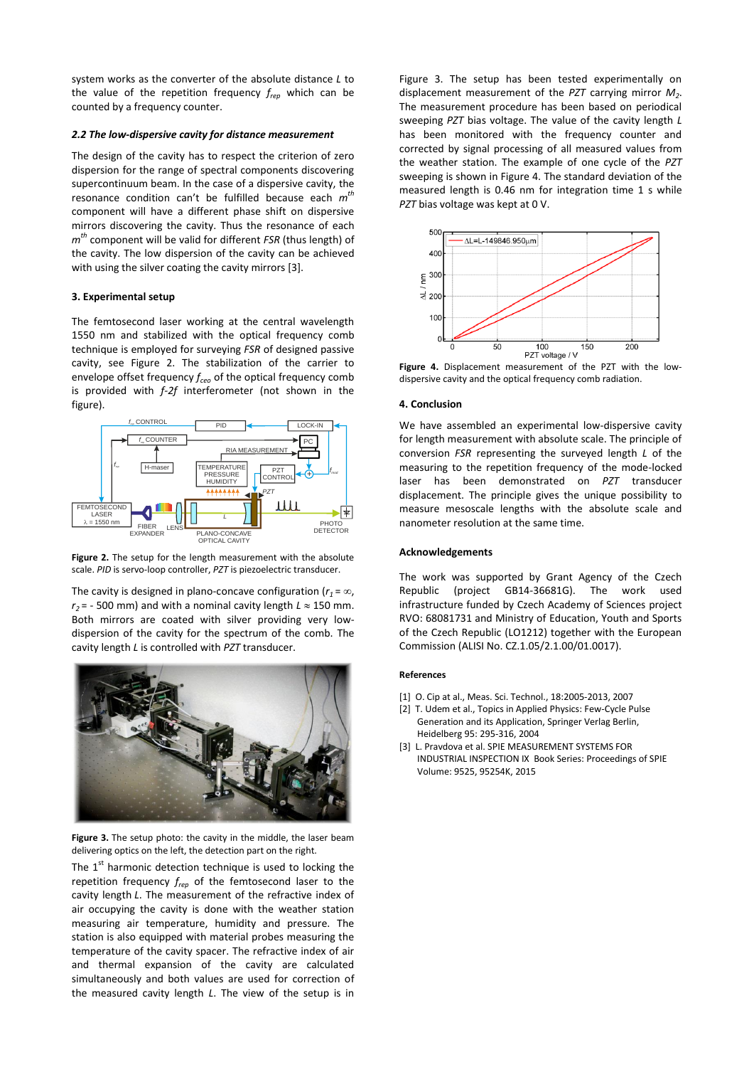system works as the converter of the absolute distance $L$ to the value of the repetition frequency $f_{rep}$ which can be counted by a frequency counter.

### 2.2 The low-dispersive cavity for distance measurement

The design of the cavity has to respect the criterion of zero dispersion for the range of spectral components discovering supercontinuum beam. In the case of a dispersive cavity, the resonance condition can't be fulfilled because each $m^{th}$ component will have a different phase shift on dispersive mirrors discovering the cavity. Thus the resonance of each $m^{th}$ component will be valid for different *FSR* (thus length) of the cavity. The low dispersion of the cavity can be achieved with using the silver coating the cavity mirrors [3].

## 3. Experimental setup

The femtosecond laser working at the central wavelength 1550 nm and stabilized with the optical frequency comb technique is employed for surveying *FSR* of designed passive cavity, see Figure 2. The stabilization of the carrier to envelope offset frequency $f_{ceo}$ of the optical frequency comb is provided with *f-2f* interferometer (not shown in the figure).

$f_{ceo}$ CONTROL
PID
LOCK-IN
$f_{rep}$ COUNTER
PC
RIA MEASUREMENT
$f_{rep}$
H-maser
TEMPERATURE
PRESSURE
HUMIDITY
PZT CONTROL
$f_{mod}$
PZT
FEMTOSECOND LASER
λ = 1550 nm
L
FIBER EXPANDER
LENS
PLANO-CONCAVE OPTICAL CAVITY
PHOTO DETECTOR

**Figure 2.** The setup for the length measurement with the absolute scale. *PID* is servo-loop controller, *PZT* is piezoelectric transducer.

The cavity is designed in plano-concave configuration ($r_1 = \infty$, $r_2 = -500$ mm) and with a nominal cavity length $L \approx 150$ mm. Both mirrors are coated with silver providing very low-dispersion of the cavity for the spectrum of the comb. The cavity length $L$ is controlled with *PZT* transducer.

**Figure 3.** The setup photo: the cavity in the middle, the laser beam delivering optics on the left, the detection part on the right.

The 1st harmonic detection technique is used to locking the repetition frequency $f_{rep}$ of the femtosecond laser to the cavity length $L$. The measurement of the refractive index of air occupying the cavity is done with the weather station measuring air temperature, humidity and pressure. The station is also equipped with material probes measuring the temperature of the cavity spacer. The refractive index of air and thermal expansion of the cavity are calculated simultaneously and both values are used for correction of the measured cavity length $L$. The view of the setup is in Figure 3. The setup has been tested experimentally on displacement measurement of the *PZT* carrying mirror $M_2$. The measurement procedure has been based on periodical sweeping *PZT* bias voltage. The value of the cavity length $L$ has been monitored with the frequency counter and corrected by signal processing of all measured values from the weather station. The example of one cycle of the *PZT* sweeping is shown in Figure 4. The standard deviation of the measured length is 0.46 nm for integration time 1 s while *PZT* bias voltage was kept at 0 V.

ΔL=L-149846.950μm
500
400
300
200
100
0
ΔL / nm
0
50
100
150
200
PZT voltage / V

**Figure 4.** Displacement measurement of the PZT with the low-dispersive cavity and the optical frequency comb radiation.

## 4. Conclusion

We have assembled an experimental low-dispersive cavity for length measurement with absolute scale. The principle of conversion *FSR* representing the surveyed length $L$ of the measuring to the repetition frequency of the mode-locked laser has been demonstrated on *PZT* transducer displacement. The principle gives the unique possibility to measure mesoscale lengths with the absolute scale and nanometer resolution at the same time.

## Acknowledgements

The work was supported by Grant Agency of the Czech Republic (project GB14-36681G). The work used infrastructure funded by Czech Academy of Sciences project RVO: 68081731 and Ministry of Education, Youth and Sports of the Czech Republic (LO1212) together with the European Commission (ALISI No. CZ.1.05/2.1.00/01.0017).

## References

[1] O. Cip at al., Meas. Sci. Technol., 18:2005-2013, 2007
[2] T. Udem et al., Topics in Applied Physics: Few-Cycle Pulse Generation and its Application, Springer Verlag Berlin, Heidelberg 95: 295-316, 2004
[3] L. Pravdova et al. SPIE MEASUREMENT SYSTEMS FOR INDUSTRIAL INSPECTION IX Book Series: Proceedings of SPIE Volume: 9525, 95254K, 2015